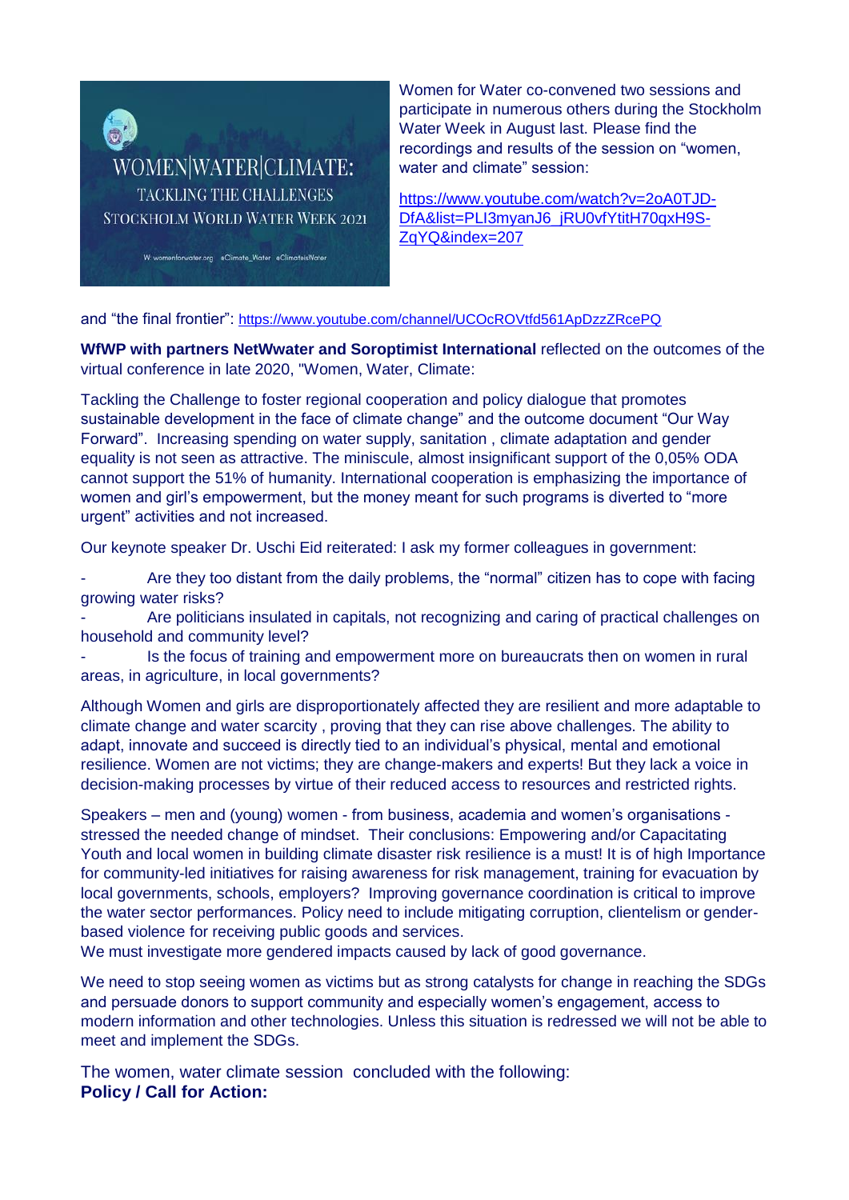WOMEN|WATER|CLIMATE:

TACKLING THE CHALLENGES

STOCKHOLM WORLD WATER WEEK 2021

W: womenforwater.org #Climate_Water #ClimateisWater

Women for Water co-convened two sessions and participate in numerous others during the Stockholm Water Week in August last. Please find the recordings and results of the session on "women, water and climate" session:

https://www.youtube.com/watch?v=2oA0TJD-DfA&list=PLI3myanJ6_jRU0vfYtitH70qxH9S-ZqYQ&index=207

and "the final frontier": https://www.youtube.com/channel/UCOcROVtfd561ApDzzZRcePQ

**WfWP with partners NetWwater and Soroptimist International** reflected on the outcomes of the virtual conference in late 2020, "Women, Water, Climate:

Tackling the Challenge to foster regional cooperation and policy dialogue that promotes sustainable development in the face of climate change" and the outcome document "Our Way Forward". Increasing spending on water supply, sanitation , climate adaptation and gender equality is not seen as attractive. The miniscule, almost insignificant support of the 0,05% ODA cannot support the 51% of humanity. International cooperation is emphasizing the importance of women and girl's empowerment, but the money meant for such programs is diverted to "more urgent" activities and not increased.

Our keynote speaker Dr. Uschi Eid reiterated: I ask my former colleagues in government:

- Are they too distant from the daily problems, the "normal" citizen has to cope with facing growing water risks?
- Are politicians insulated in capitals, not recognizing and caring of practical challenges on household and community level?
- Is the focus of training and empowerment more on bureaucrats then on women in rural areas, in agriculture, in local governments?

Although Women and girls are disproportionately affected they are resilient and more adaptable to climate change and water scarcity , proving that they can rise above challenges. The ability to adapt, innovate and succeed is directly tied to an individual's physical, mental and emotional resilience. Women are not victims; they are change-makers and experts! But they lack a voice in decision-making processes by virtue of their reduced access to resources and restricted rights.

Speakers – men and (young) women - from business, academia and women's organisations - stressed the needed change of mindset. Their conclusions: Empowering and/or Capacitating Youth and local women in building climate disaster risk resilience is a must! It is of high Importance for community-led initiatives for raising awareness for risk management, training for evacuation by local governments, schools, employers? Improving governance coordination is critical to improve the water sector performances. Policy need to include mitigating corruption, clientelism or gender-based violence for receiving public goods and services.
We must investigate more gendered impacts caused by lack of good governance.

We need to stop seeing women as victims but as strong catalysts for change in reaching the SDGs and persuade donors to support community and especially women's engagement, access to modern information and other technologies. Unless this situation is redressed we will not be able to meet and implement the SDGs.

The women, water climate session concluded with the following:
**Policy / Call for Action:**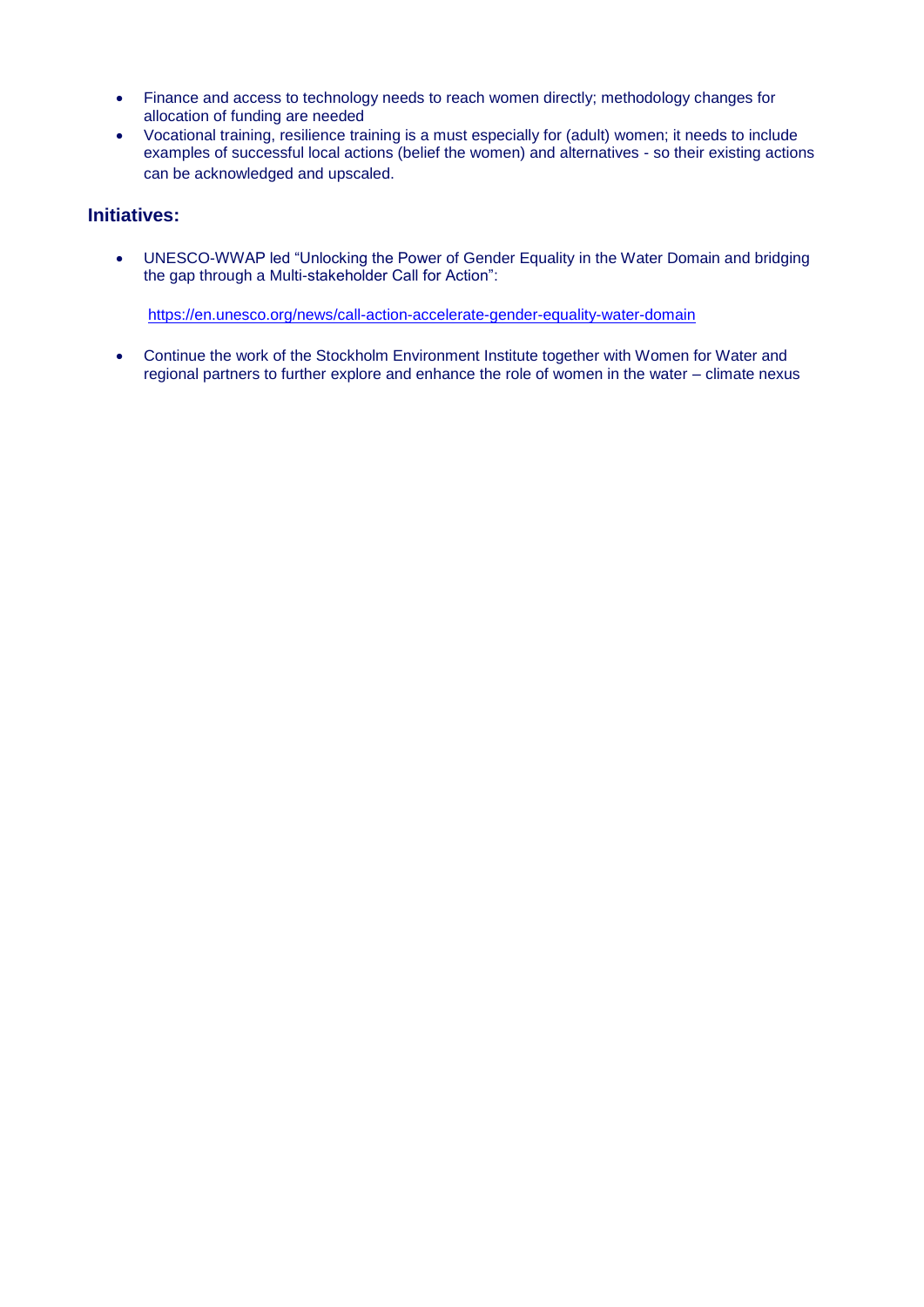- Finance and access to technology needs to reach women directly; methodology changes for allocation of funding are needed
- Vocational training, resilience training is a must especially for (adult) women; it needs to include examples of successful local actions (belief the women) and alternatives - so their existing actions can be acknowledged and upscaled.

## Initiatives:

- UNESCO-WWAP led "Unlocking the Power of Gender Equality in the Water Domain and bridging the gap through a Multi-stakeholder Call for Action":

  https://en.unesco.org/news/call-action-accelerate-gender-equality-water-domain

- Continue the work of the Stockholm Environment Institute together with Women for Water and regional partners to further explore and enhance the role of women in the water – climate nexus